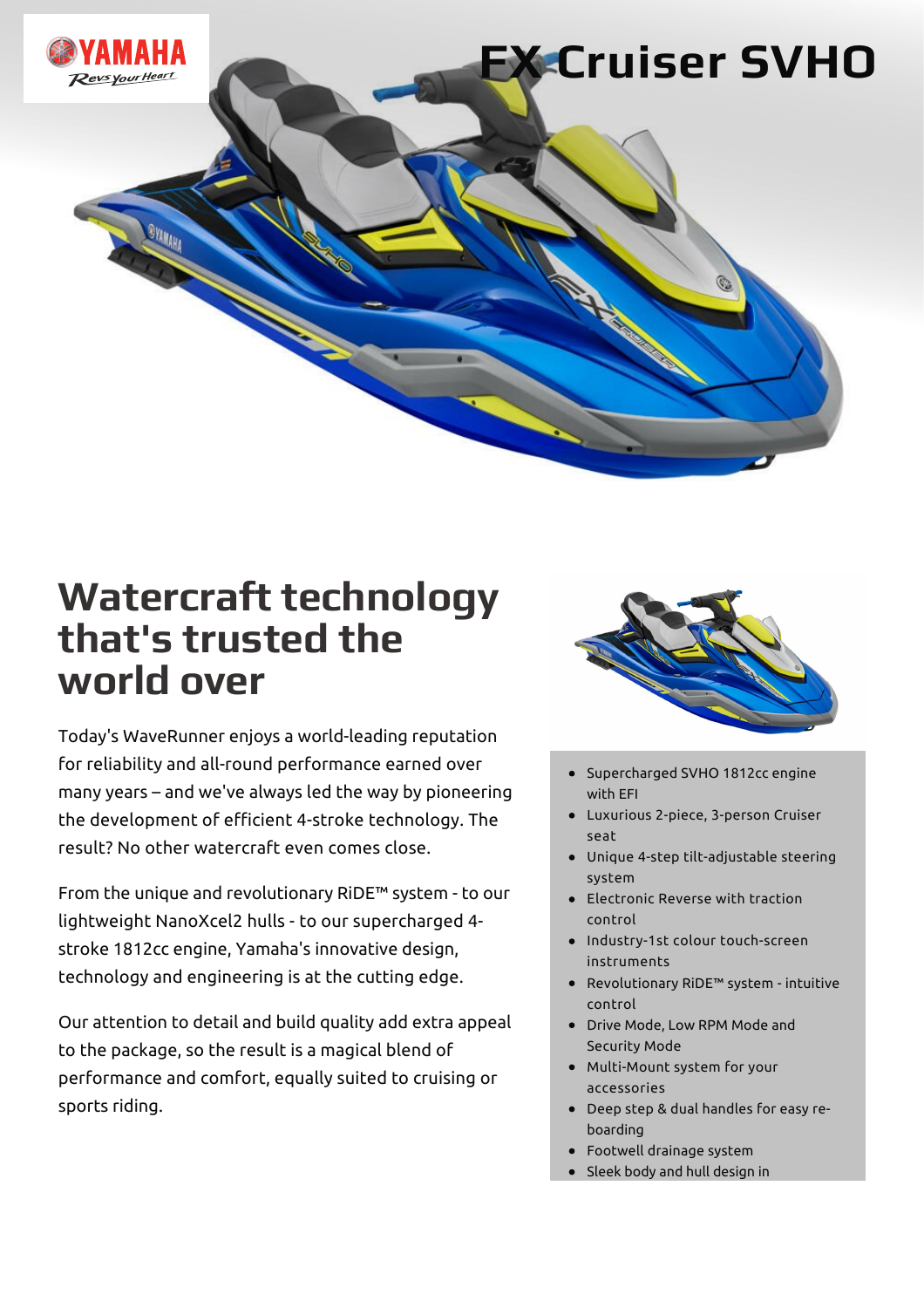# FX Cruiser SVHO

## Watercraft technology that's trusted the world over

Today's WaveRunner enjoys a world-leading reputation for reliability and all-round performance earned over many years – and we've always led the way by pioneering the development of efficient 4-stroke technology. The result? No other watercraft even comes close.

From the unique and revolutionary RiDE™ system - to our lightweight NanoXcel2 hulls - to our supercharged 4-stroke 1812cc engine, Yamaha's innovative design, technology and engineering is at the cutting edge.

Our attention to detail and build quality add extra appeal to the package, so the result is a magical blend of performance and comfort, equally suited to cruising or sports riding.

- Supercharged SVHO 1812cc engine with EFI
- Luxurious 2-piece, 3-person Cruiser seat
- Unique 4-step tilt-adjustable steering system
- Electronic Reverse with traction control
- Industry-1st colour touch-screen instruments
- Revolutionary RiDE™ system - intuitive control
- Drive Mode, Low RPM Mode and Security Mode
- Multi-Mount system for your accessories
- Deep step & dual handles for easy re-boarding
- Footwell drainage system
- Sleek body and hull design in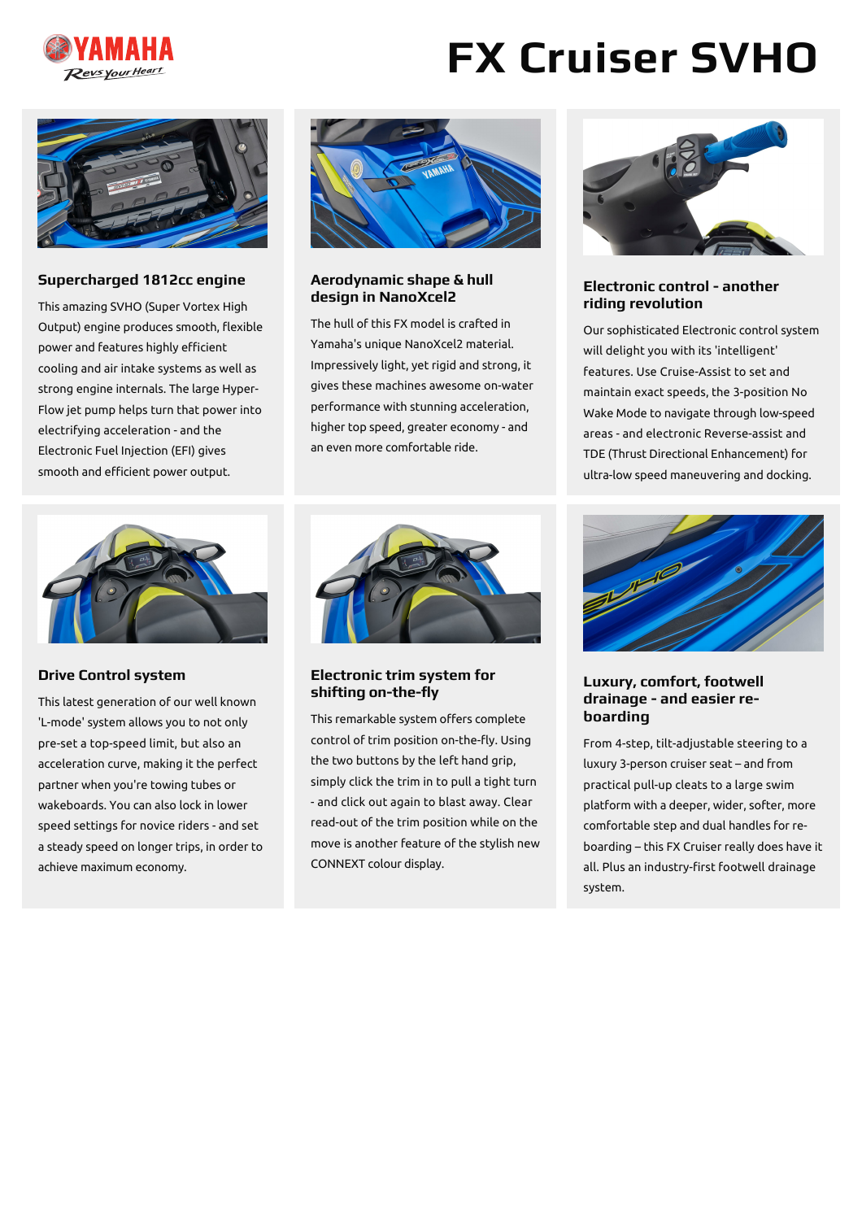# FX Cruiser SVHO

### Supercharged 1812cc engine

This amazing SVHO (Super Vortex High Output) engine produces smooth, flexible power and features highly efficient cooling and air intake systems as well as strong engine internals. The large Hyper-Flow jet pump helps turn that power into electrifying acceleration - and the Electronic Fuel Injection (EFI) gives smooth and efficient power output.

### Aerodynamic shape & hull design in NanoXcel2

The hull of this FX model is crafted in Yamaha's unique NanoXcel2 material. Impressively light, yet rigid and strong, it gives these machines awesome on-water performance with stunning acceleration, higher top speed, greater economy - and an even more comfortable ride.

### Electronic control - another riding revolution

Our sophisticated Electronic control system will delight you with its 'intelligent' features. Use Cruise-Assist to set and maintain exact speeds, the 3-position No Wake Mode to navigate through low-speed areas - and electronic Reverse-assist and TDE (Thrust Directional Enhancement) for ultra-low speed maneuvering and docking.

### Drive Control system

This latest generation of our well known 'L-mode' system allows you to not only pre-set a top-speed limit, but also an acceleration curve, making it the perfect partner when you're towing tubes or wakeboards. You can also lock in lower speed settings for novice riders - and set a steady speed on longer trips, in order to achieve maximum economy.

### Electronic trim system for shifting on-the-fly

This remarkable system offers complete control of trim position on-the-fly. Using the two buttons by the left hand grip, simply click the trim in to pull a tight turn - and click out again to blast away. Clear read-out of the trim position while on the move is another feature of the stylish new CONNEXT colour display.

### Luxury, comfort, footwell drainage - and easier re-boarding

From 4-step, tilt-adjustable steering to a luxury 3-person cruiser seat – and from practical pull-up cleats to a large swim platform with a deeper, wider, softer, more comfortable step and dual handles for re-boarding – this FX Cruiser really does have it all. Plus an industry-first footwell drainage system.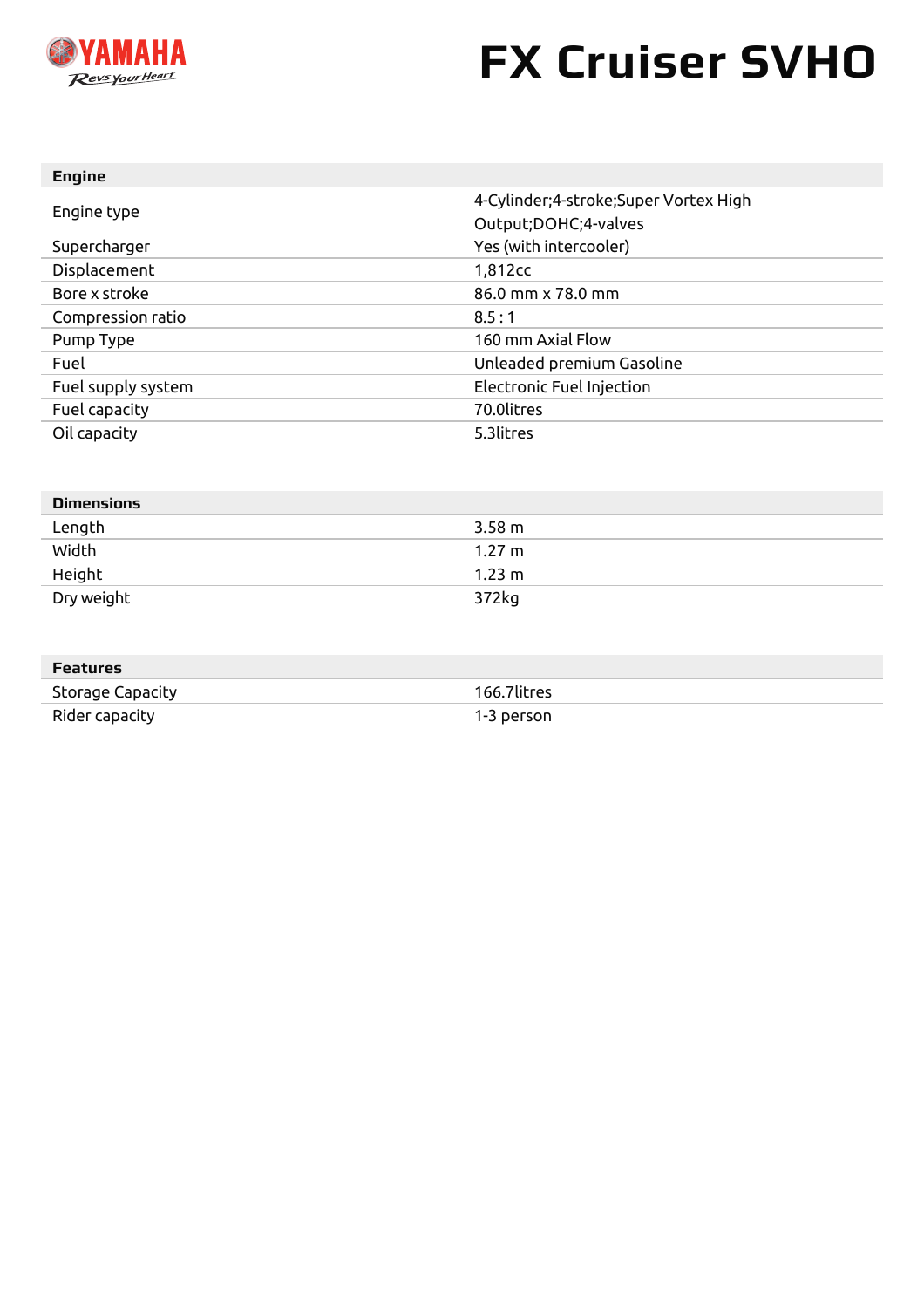# FX Cruiser SVHO

| Engine | |
|---|---|
| Engine type | 4-Cylinder;4-stroke;Super Vortex High Output;DOHC;4-valves |
| Supercharger | Yes (with intercooler) |
| Displacement | 1,812cc |
| Bore x stroke | 86.0 mm x 78.0 mm |
| Compression ratio | 8.5 : 1 |
| Pump Type | 160 mm Axial Flow |
| Fuel | Unleaded premium Gasoline |
| Fuel supply system | Electronic Fuel Injection |
| Fuel capacity | 70.0litres |
| Oil capacity | 5.3litres |

| Dimensions | |
|---|---|
| Length | 3.58 m |
| Width | 1.27 m |
| Height | 1.23 m |
| Dry weight | 372kg |

| Features | |
|---|---|
| Storage Capacity | 166.7litres |
| Rider capacity | 1-3 person |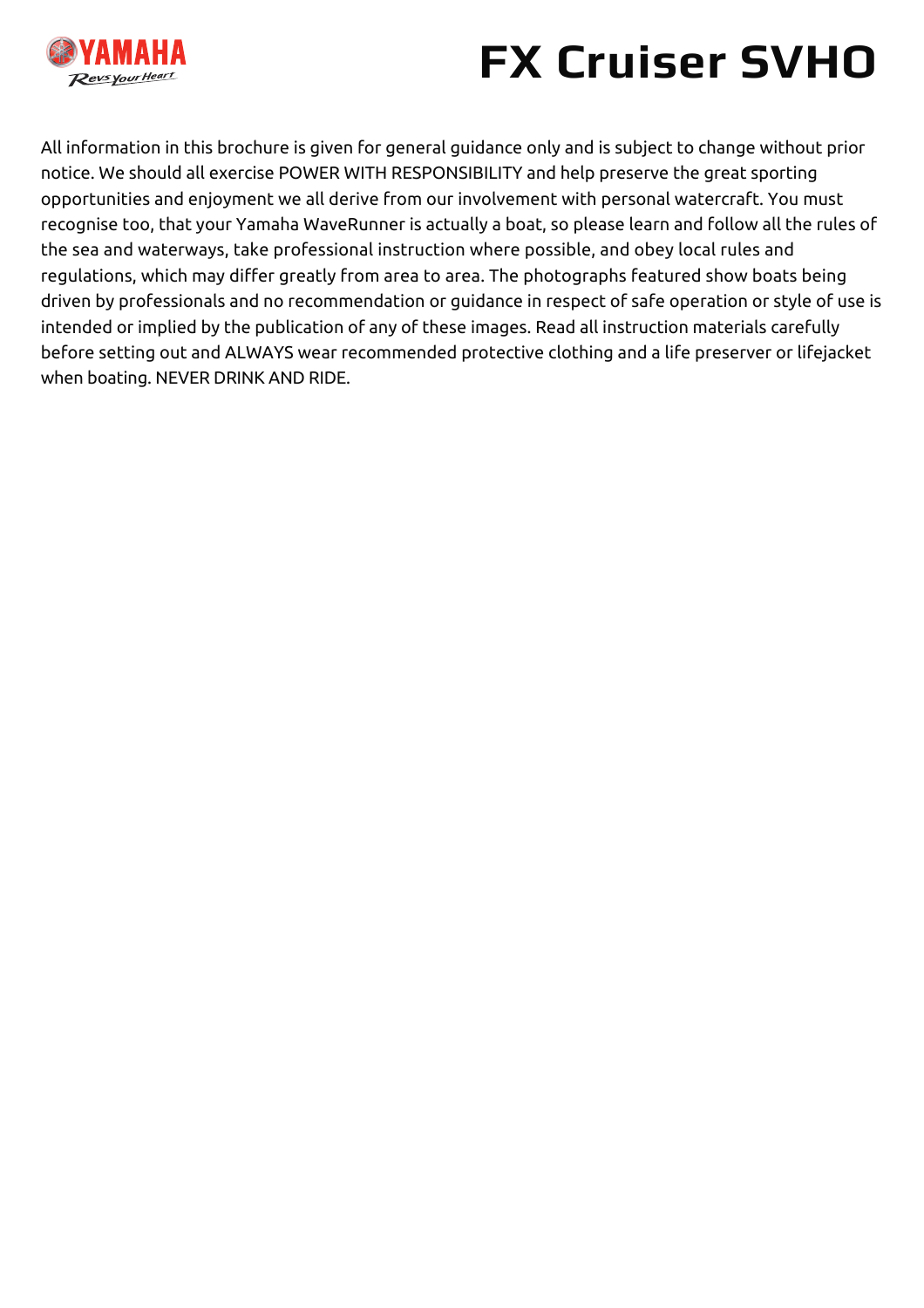All information in this brochure is given for general guidance only and is subject to change without prior notice. We should all exercise POWER WITH RESPONSIBILITY and help preserve the great sporting opportunities and enjoyment we all derive from our involvement with personal watercraft. You must recognise too, that your Yamaha WaveRunner is actually a boat, so please learn and follow all the rules of the sea and waterways, take professional instruction where possible, and obey local rules and regulations, which may differ greatly from area to area. The photographs featured show boats being driven by professionals and no recommendation or guidance in respect of safe operation or style of use is intended or implied by the publication of any of these images. Read all instruction materials carefully before setting out and ALWAYS wear recommended protective clothing and a life preserver or lifejacket when boating. NEVER DRINK AND RIDE.